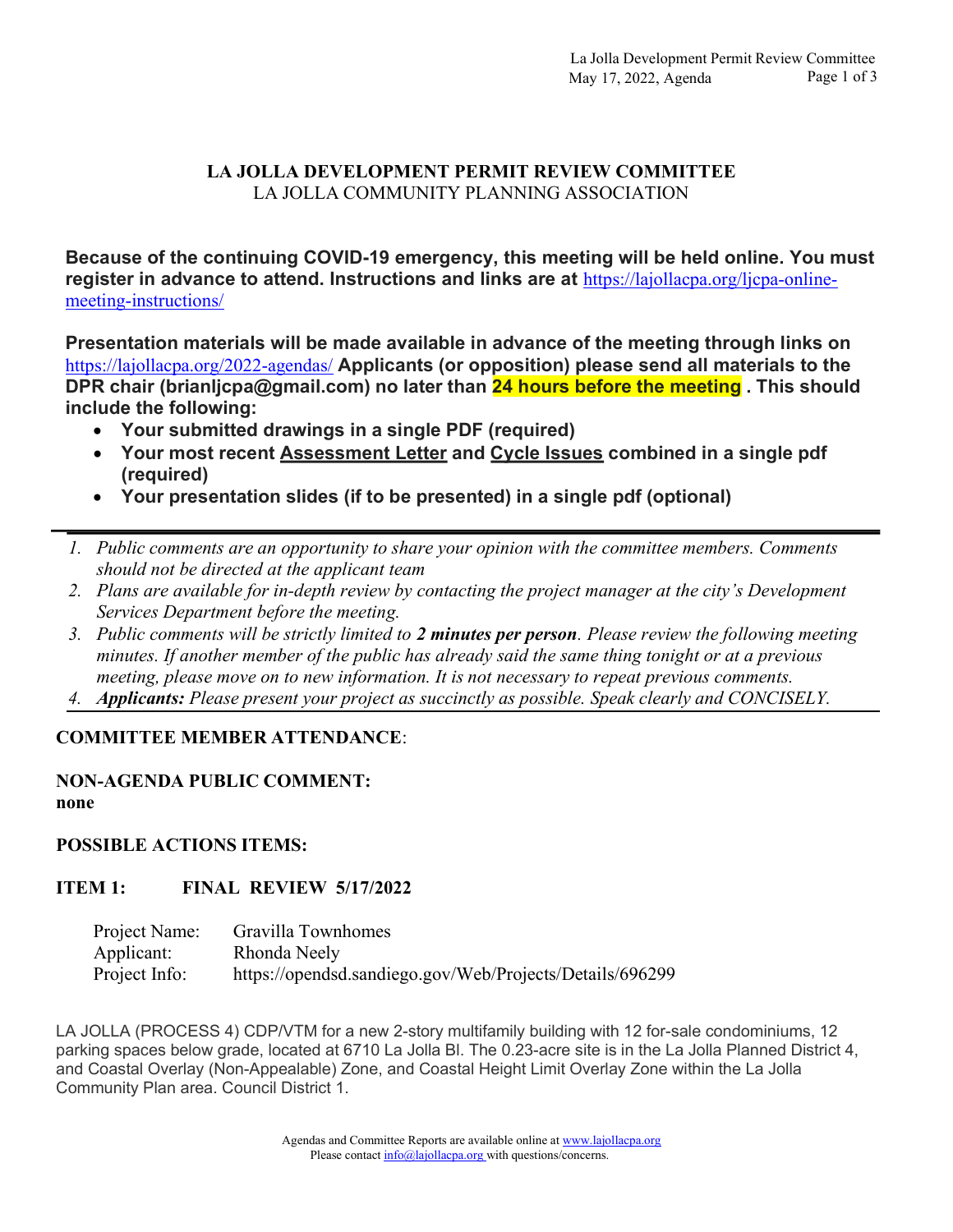# LA JOLLA DEVELOPMENT PERMIT REVIEW COMMITTEE

LA JOLLA COMMUNITY PLANNING ASSOCIATION

**Because of the continuing COVID-19 emergency, this meeting will be held online. You must register in advance to attend. Instructions and links are at** https://lajollacpa.org/ljcpa-online-meeting-instructions/

**Presentation materials will be made available in advance of the meeting through links on** https://lajollacpa.org/2022-agendas/ **Applicants (or opposition) please send all materials to the DPR chair (brianljcpa@gmail.com) no later than 24 hours before the meeting . This should include the following:**

- **Your submitted drawings in a single PDF (required)**
- **Your most recent Assessment Letter and Cycle Issues combined in a single pdf (required)**
- **Your presentation slides (if to be presented) in a single pdf (optional)**

---

1. *Public comments are an opportunity to share your opinion with the committee members. Comments should not be directed at the applicant team*
2. *Plans are available for in-depth review by contacting the project manager at the city's Development Services Department before the meeting.*
3. *Public comments will be strictly limited to **2 minutes per person**. Please review the following meeting minutes. If another member of the public has already said the same thing tonight or at a previous meeting, please move on to new information. It is not necessary to repeat previous comments.*
4. ***Applicants:** Please present your project as succinctly as possible. Speak clearly and CONCISELY.*

---

**COMMITTEE MEMBER ATTENDANCE**:

**NON-AGENDA PUBLIC COMMENT:**
**none**

**POSSIBLE ACTIONS ITEMS:**

**ITEM 1: FINAL REVIEW 5/17/2022**

| | |
|---|---|
| Project Name: | Gravilla Townhomes |
| Applicant: | Rhonda Neely |
| Project Info: | https://opendsd.sandiego.gov/Web/Projects/Details/696299 |

LA JOLLA (PROCESS 4) CDP/VTM for a new 2-story multifamily building with 12 for-sale condominiums, 12 parking spaces below grade, located at 6710 La Jolla Bl. The 0.23-acre site is in the La Jolla Planned District 4, and Coastal Overlay (Non-Appealable) Zone, and Coastal Height Limit Overlay Zone within the La Jolla Community Plan area. Council District 1.

Agendas and Committee Reports are available online at www.lajollacpa.org
Please contact info@lajollacpa.org with questions/concerns.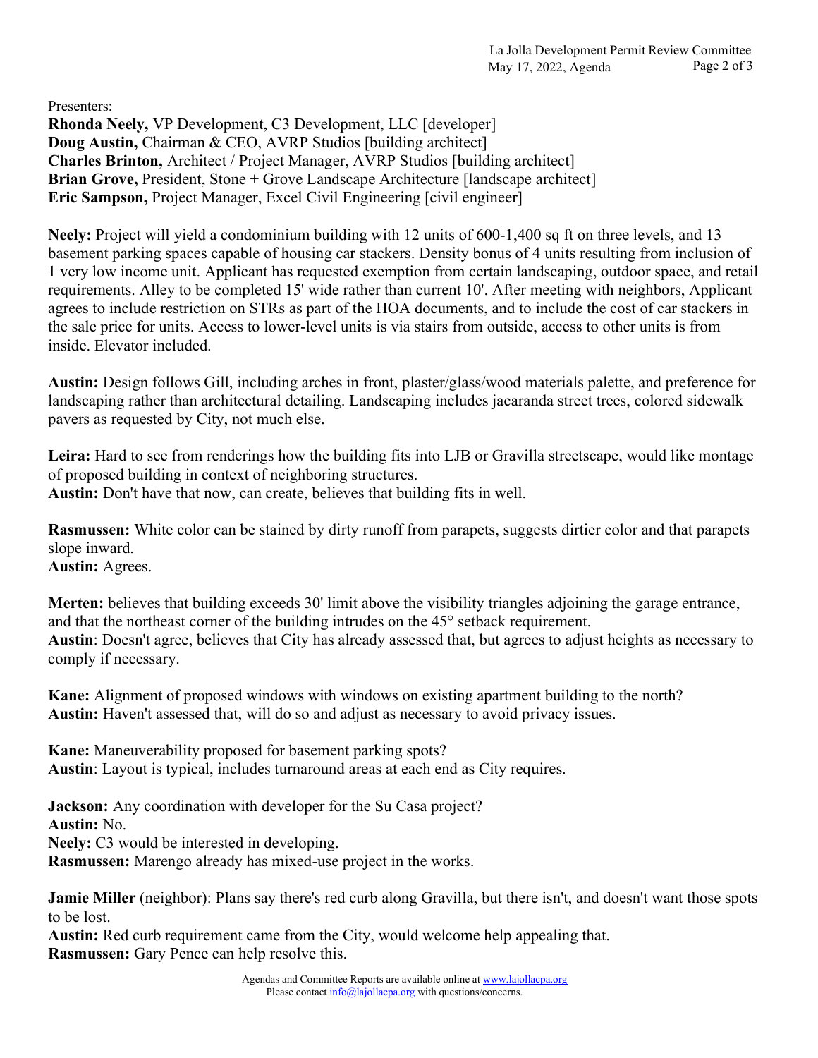Presenters:
**Rhonda Neely,** VP Development, C3 Development, LLC [developer]
**Doug Austin,** Chairman & CEO, AVRP Studios [building architect]
**Charles Brinton,** Architect / Project Manager, AVRP Studios [building architect]
**Brian Grove,** President, Stone + Grove Landscape Architecture [landscape architect]
**Eric Sampson,** Project Manager, Excel Civil Engineering [civil engineer]

**Neely:** Project will yield a condominium building with 12 units of 600-1,400 sq ft on three levels, and 13 basement parking spaces capable of housing car stackers. Density bonus of 4 units resulting from inclusion of 1 very low income unit. Applicant has requested exemption from certain landscaping, outdoor space, and retail requirements. Alley to be completed 15' wide rather than current 10'. After meeting with neighbors, Applicant agrees to include restriction on STRs as part of the HOA documents, and to include the cost of car stackers in the sale price for units. Access to lower-level units is via stairs from outside, access to other units is from inside. Elevator included.

**Austin:** Design follows Gill, including arches in front, plaster/glass/wood materials palette, and preference for landscaping rather than architectural detailing. Landscaping includes jacaranda street trees, colored sidewalk pavers as requested by City, not much else.

**Leira:** Hard to see from renderings how the building fits into LJB or Gravilla streetscape, would like montage of proposed building in context of neighboring structures.
**Austin:** Don't have that now, can create, believes that building fits in well.

**Rasmussen:** White color can be stained by dirty runoff from parapets, suggests dirtier color and that parapets slope inward.
**Austin:** Agrees.

**Merten:** believes that building exceeds 30' limit above the visibility triangles adjoining the garage entrance, and that the northeast corner of the building intrudes on the 45° setback requirement.
**Austin**: Doesn't agree, believes that City has already assessed that, but agrees to adjust heights as necessary to comply if necessary.

**Kane:** Alignment of proposed windows with windows on existing apartment building to the north?
**Austin:** Haven't assessed that, will do so and adjust as necessary to avoid privacy issues.

**Kane:** Maneuverability proposed for basement parking spots?
**Austin**: Layout is typical, includes turnaround areas at each end as City requires.

**Jackson:** Any coordination with developer for the Su Casa project?
**Austin:** No.
**Neely:** C3 would be interested in developing.
**Rasmussen:** Marengo already has mixed-use project in the works.

**Jamie Miller** (neighbor): Plans say there's red curb along Gravilla, but there isn't, and doesn't want those spots to be lost.
**Austin:** Red curb requirement came from the City, would welcome help appealing that.
**Rasmussen:** Gary Pence can help resolve this.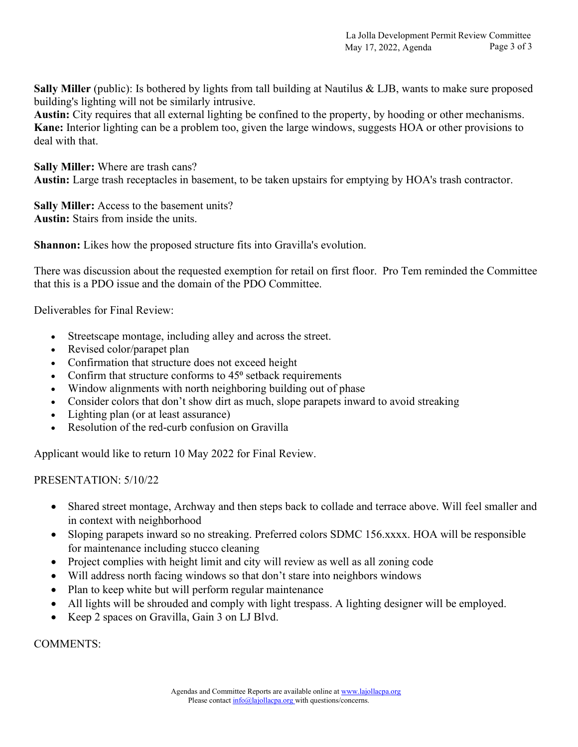**Sally Miller** (public): Is bothered by lights from tall building at Nautilus & LJB, wants to make sure proposed building's lighting will not be similarly intrusive.
**Austin:** City requires that all external lighting be confined to the property, by hooding or other mechanisms.
**Kane:** Interior lighting can be a problem too, given the large windows, suggests HOA or other provisions to deal with that.

**Sally Miller:** Where are trash cans?
**Austin:** Large trash receptacles in basement, to be taken upstairs for emptying by HOA's trash contractor.

**Sally Miller:** Access to the basement units?
**Austin:** Stairs from inside the units.

**Shannon:** Likes how the proposed structure fits into Gravilla's evolution.

There was discussion about the requested exemption for retail on first floor. Pro Tem reminded the Committee that this is a PDO issue and the domain of the PDO Committee.

Deliverables for Final Review:

- Streetscape montage, including alley and across the street.
- Revised color/parapet plan
- Confirmation that structure does not exceed height
- Confirm that structure conforms to 45º setback requirements
- Window alignments with north neighboring building out of phase
- Consider colors that don't show dirt as much, slope parapets inward to avoid streaking
- Lighting plan (or at least assurance)
- Resolution of the red-curb confusion on Gravilla

Applicant would like to return 10 May 2022 for Final Review.

PRESENTATION: 5/10/22

- Shared street montage, Archway and then steps back to collade and terrace above. Will feel smaller and in context with neighborhood
- Sloping parapets inward so no streaking. Preferred colors SDMC 156.xxxx. HOA will be responsible for maintenance including stucco cleaning
- Project complies with height limit and city will review as well as all zoning code
- Will address north facing windows so that don't stare into neighbors windows
- Plan to keep white but will perform regular maintenance
- All lights will be shrouded and comply with light trespass. A lighting designer will be employed.
- Keep 2 spaces on Gravilla, Gain 3 on LJ Blvd.

COMMENTS: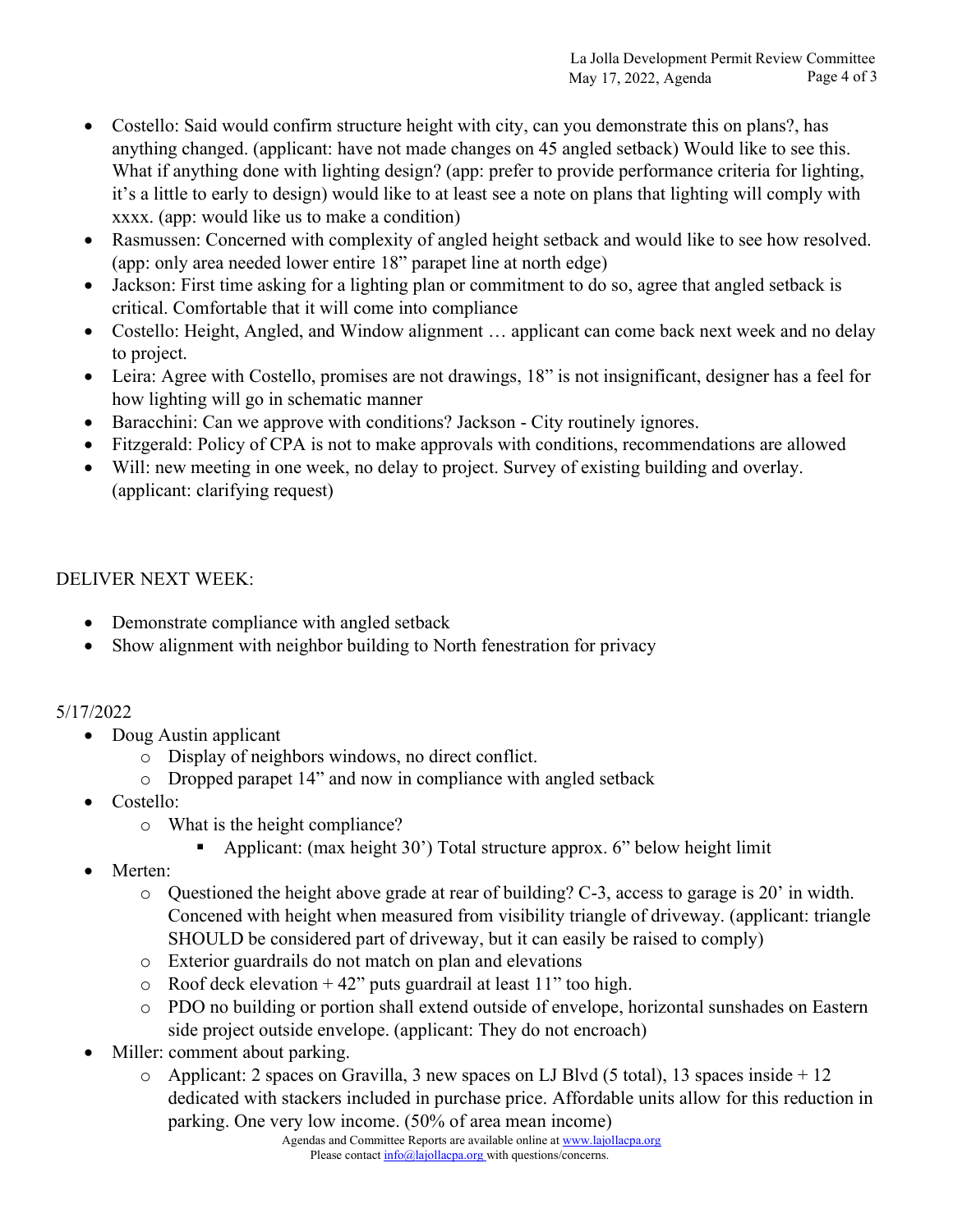- Costello: Said would confirm structure height with city, can you demonstrate this on plans?, has anything changed. (applicant: have not made changes on 45 angled setback) Would like to see this. What if anything done with lighting design? (app: prefer to provide performance criteria for lighting, it's a little to early to design) would like to at least see a note on plans that lighting will comply with xxxx. (app: would like us to make a condition)
- Rasmussen: Concerned with complexity of angled height setback and would like to see how resolved. (app: only area needed lower entire 18" parapet line at north edge)
- Jackson: First time asking for a lighting plan or commitment to do so, agree that angled setback is critical. Comfortable that it will come into compliance
- Costello: Height, Angled, and Window alignment … applicant can come back next week and no delay to project.
- Leira: Agree with Costello, promises are not drawings, 18" is not insignificant, designer has a feel for how lighting will go in schematic manner
- Baracchini: Can we approve with conditions? Jackson - City routinely ignores.
- Fitzgerald: Policy of CPA is not to make approvals with conditions, recommendations are allowed
- Will: new meeting in one week, no delay to project. Survey of existing building and overlay. (applicant: clarifying request)

DELIVER NEXT WEEK:

- Demonstrate compliance with angled setback
- Show alignment with neighbor building to North fenestration for privacy

5/17/2022

- Doug Austin applicant
  - Display of neighbors windows, no direct conflict.
  - Dropped parapet 14" and now in compliance with angled setback
- Costello:
  - What is the height compliance?
    - Applicant: (max height 30') Total structure approx. 6" below height limit
- Merten:
  - Questioned the height above grade at rear of building? C-3, access to garage is 20' in width. Concened with height when measured from visibility triangle of driveway. (applicant: triangle SHOULD be considered part of driveway, but it can easily be raised to comply)
  - Exterior guardrails do not match on plan and elevations
  - Roof deck elevation + 42" puts guardrail at least 11" too high.
  - PDO no building or portion shall extend outside of envelope, horizontal sunshades on Eastern side project outside envelope. (applicant: They do not encroach)
- Miller: comment about parking.
  - Applicant: 2 spaces on Gravilla, 3 new spaces on LJ Blvd (5 total), 13 spaces inside + 12 dedicated with stackers included in purchase price. Affordable units allow for this reduction in parking. One very low income. (50% of area mean income)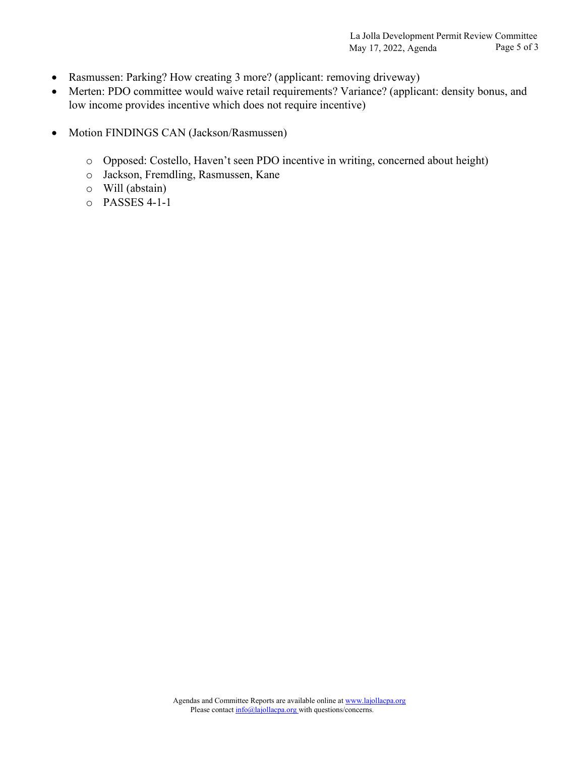- Rasmussen: Parking? How creating 3 more? (applicant: removing driveway)
- Merten: PDO committee would waive retail requirements? Variance? (applicant: density bonus, and low income provides incentive which does not require incentive)

- Motion FINDINGS CAN (Jackson/Rasmussen)

    - Opposed: Costello, Haven't seen PDO incentive in writing, concerned about height)
    - Jackson, Fremdling, Rasmussen, Kane
    - Will (abstain)
    - PASSES 4-1-1

Agendas and Committee Reports are available online at www.lajollacpa.org
Please contact info@lajollacpa.org with questions/concerns.